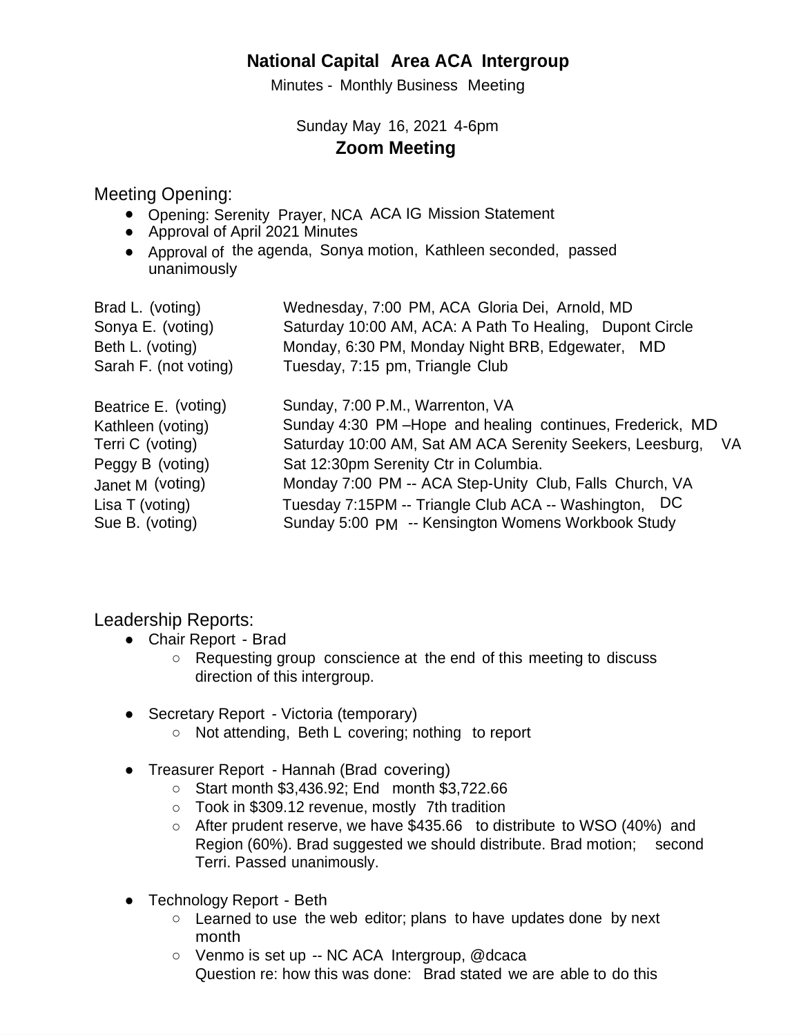# National Capital Area ACA Intergroup

Minutes - Monthly Business Meeting

Sunday May 16, 2021 4-6pm

## Zoom Meeting

### Meeting Opening:

- Opening: Serenity Prayer, NCA ACA IG Mission Statement
- Approval of April 2021 Minutes
- Approval of the agenda, Sonya motion, Kathleen seconded, passed unanimously

| | |
|---|---|
| Brad L. (voting) | Wednesday, 7:00 PM, ACA Gloria Dei, Arnold, MD |
| Sonya E. (voting) | Saturday 10:00 AM, ACA: A Path To Healing, Dupont Circle |
| Beth L. (voting) | Monday, 6:30 PM, Monday Night BRB, Edgewater, MD |
| Sarah F. (not voting) | Tuesday, 7:15 pm, Triangle Club |
| Beatrice E. (voting) | Sunday, 7:00 P.M., Warrenton, VA |
| Kathleen (voting) | Sunday 4:30 PM –Hope and healing continues, Frederick, MD |
| Terri C (voting) | Saturday 10:00 AM, Sat AM ACA Serenity Seekers, Leesburg, VA |
| Peggy B (voting) | Sat 12:30pm Serenity Ctr in Columbia. |
| Janet M (voting) | Monday 7:00 PM -- ACA Step-Unity Club, Falls Church, VA |
| Lisa T (voting) | Tuesday 7:15PM -- Triangle Club ACA -- Washington, DC |
| Sue B. (voting) | Sunday 5:00 PM -- Kensington Womens Workbook Study |

### Leadership Reports:

- Chair Report - Brad
  - Requesting group conscience at the end of this meeting to discuss direction of this intergroup.
- Secretary Report - Victoria (temporary)
  - Not attending, Beth L covering; nothing to report
- Treasurer Report - Hannah (Brad covering)
  - Start month $3,436.92; End month $3,722.66
  - Took in $309.12 revenue, mostly 7th tradition
  - After prudent reserve, we have $435.66 to distribute to WSO (40%) and Region (60%). Brad suggested we should distribute. Brad motion; second Terri. Passed unanimously.
- Technology Report - Beth
  - Learned to use the web editor; plans to have updates done by next month
  - Venmo is set up -- NC ACA Intergroup, @dcaca
    Question re: how this was done: Brad stated we are able to do this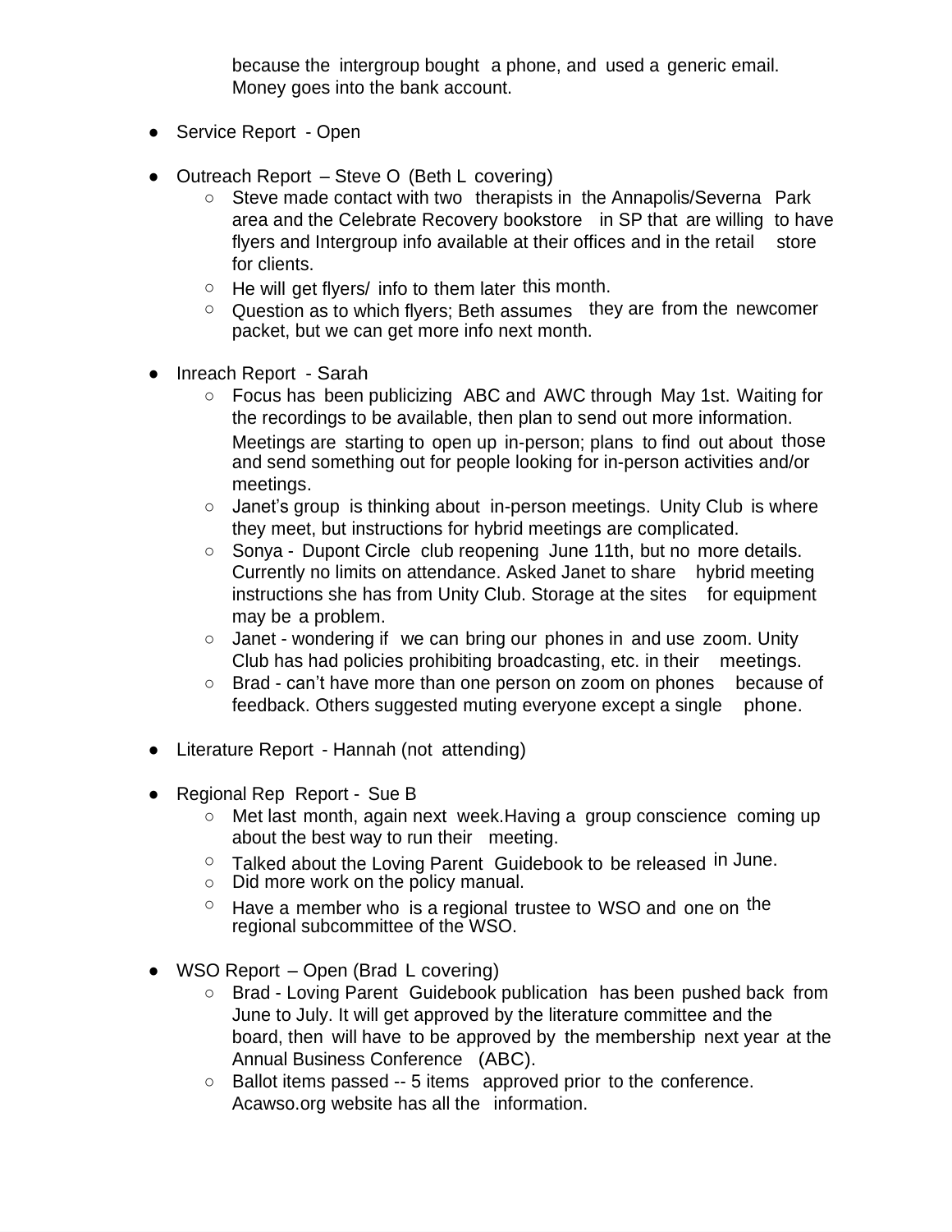because the intergroup bought a phone, and used a generic email. Money goes into the bank account.

- Service Report - Open

- Outreach Report – Steve O (Beth L covering)
  - Steve made contact with two therapists in the Annapolis/Severna Park area and the Celebrate Recovery bookstore in SP that are willing to have flyers and Intergroup info available at their offices and in the retail store for clients.
  - He will get flyers/ info to them later this month.
  - Question as to which flyers; Beth assumes they are from the newcomer packet, but we can get more info next month.

- Inreach Report - Sarah
  - Focus has been publicizing ABC and AWC through May 1st. Waiting for the recordings to be available, then plan to send out more information. Meetings are starting to open up in-person; plans to find out about those and send something out for people looking for in-person activities and/or meetings.
  - Janet's group is thinking about in-person meetings. Unity Club is where they meet, but instructions for hybrid meetings are complicated.
  - Sonya - Dupont Circle club reopening June 11th, but no more details. Currently no limits on attendance. Asked Janet to share hybrid meeting instructions she has from Unity Club. Storage at the sites for equipment may be a problem.
  - Janet - wondering if we can bring our phones in and use zoom. Unity Club has had policies prohibiting broadcasting, etc. in their meetings.
  - Brad - can't have more than one person on zoom on phones because of feedback. Others suggested muting everyone except a single phone.

- Literature Report - Hannah (not attending)

- Regional Rep Report - Sue B
  - Met last month, again next week.Having a group conscience coming up about the best way to run their meeting.
  - Talked about the Loving Parent Guidebook to be released in June.
  - Did more work on the policy manual.
  - Have a member who is a regional trustee to WSO and one on the regional subcommittee of the WSO.

- WSO Report – Open (Brad L covering)
  - Brad - Loving Parent Guidebook publication has been pushed back from June to July. It will get approved by the literature committee and the board, then will have to be approved by the membership next year at the Annual Business Conference (ABC).
  - Ballot items passed -- 5 items approved prior to the conference. Acawso.org website has all the information.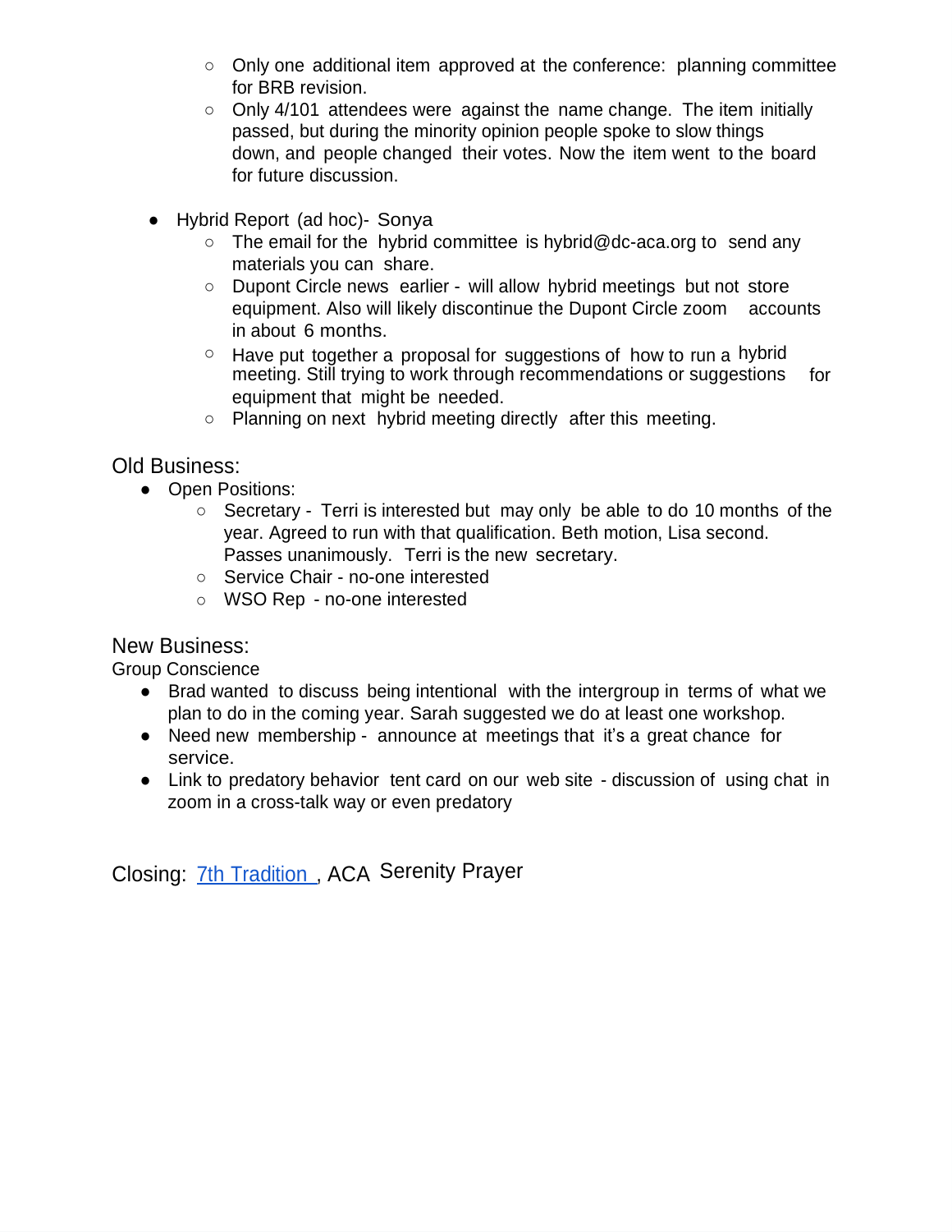- Only one additional item approved at the conference: planning committee for BRB revision.
  - Only 4/101 attendees were against the name change. The item initially passed, but during the minority opinion people spoke to slow things down, and people changed their votes. Now the item went to the board for future discussion.

- Hybrid Report (ad hoc)- Sonya
  - The email for the hybrid committee is hybrid@dc-aca.org to send any materials you can share.
  - Dupont Circle news earlier - will allow hybrid meetings but not store equipment. Also will likely discontinue the Dupont Circle zoom accounts in about 6 months.
  - Have put together a proposal for suggestions of how to run a hybrid meeting. Still trying to work through recommendations or suggestions for equipment that might be needed.
  - Planning on next hybrid meeting directly after this meeting.

## Old Business:

- Open Positions:
  - Secretary - Terri is interested but may only be able to do 10 months of the year. Agreed to run with that qualification. Beth motion, Lisa second. Passes unanimously. Terri is the new secretary.
  - Service Chair - no-one interested
  - WSO Rep - no-one interested

## New Business:

Group Conscience

- Brad wanted to discuss being intentional with the intergroup in terms of what we plan to do in the coming year. Sarah suggested we do at least one workshop.
- Need new membership - announce at meetings that it's a great chance for service.
- Link to predatory behavior tent card on our web site - discussion of using chat in zoom in a cross-talk way or even predatory

## Closing: 7th Tradition , ACA Serenity Prayer